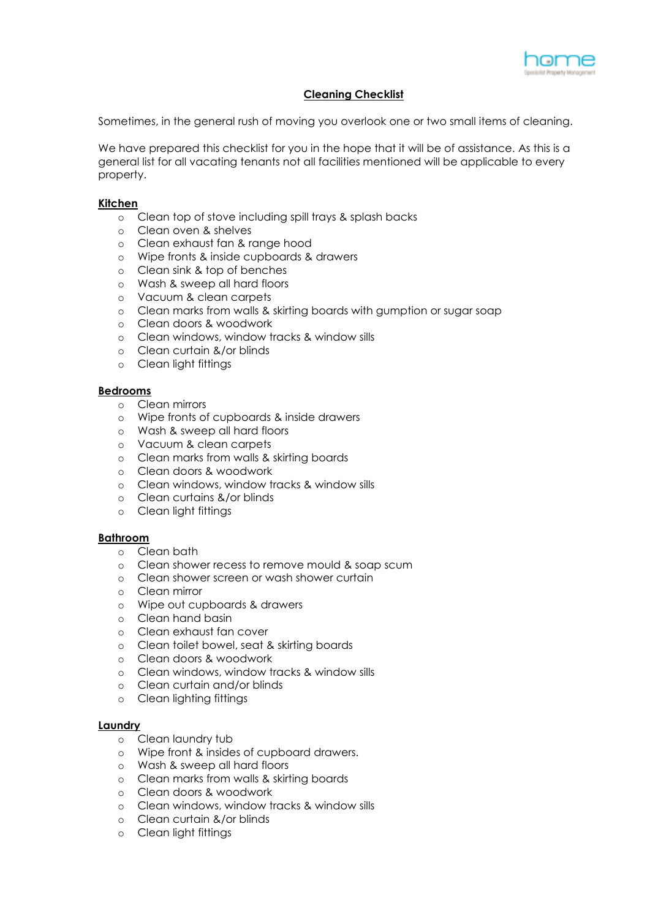## Cleaning Checklist

Sometimes, in the general rush of moving you overlook one or two small items of cleaning.

We have prepared this checklist for you in the hope that it will be of assistance. As this is a general list for all vacating tenants not all facilities mentioned will be applicable to every property.

### Kitchen

- Clean top of stove including spill trays & splash backs
- Clean oven & shelves
- Clean exhaust fan & range hood
- Wipe fronts & inside cupboards & drawers
- Clean sink & top of benches
- Wash & sweep all hard floors
- Vacuum & clean carpets
- Clean marks from walls & skirting boards with gumption or sugar soap
- Clean doors & woodwork
- Clean windows, window tracks & window sills
- Clean curtain &/or blinds
- Clean light fittings

### Bedrooms

- Clean mirrors
- Wipe fronts of cupboards & inside drawers
- Wash & sweep all hard floors
- Vacuum & clean carpets
- Clean marks from walls & skirting boards
- Clean doors & woodwork
- Clean windows, window tracks & window sills
- Clean curtains &/or blinds
- Clean light fittings

### Bathroom

- Clean bath
- Clean shower recess to remove mould & soap scum
- Clean shower screen or wash shower curtain
- Clean mirror
- Wipe out cupboards & drawers
- Clean hand basin
- Clean exhaust fan cover
- Clean toilet bowel, seat & skirting boards
- Clean doors & woodwork
- Clean windows, window tracks & window sills
- Clean curtain and/or blinds
- Clean lighting fittings

### Laundry

- Clean laundry tub
- Wipe front & insides of cupboard drawers.
- Wash & sweep all hard floors
- Clean marks from walls & skirting boards
- Clean doors & woodwork
- Clean windows, window tracks & window sills
- Clean curtain &/or blinds
- Clean light fittings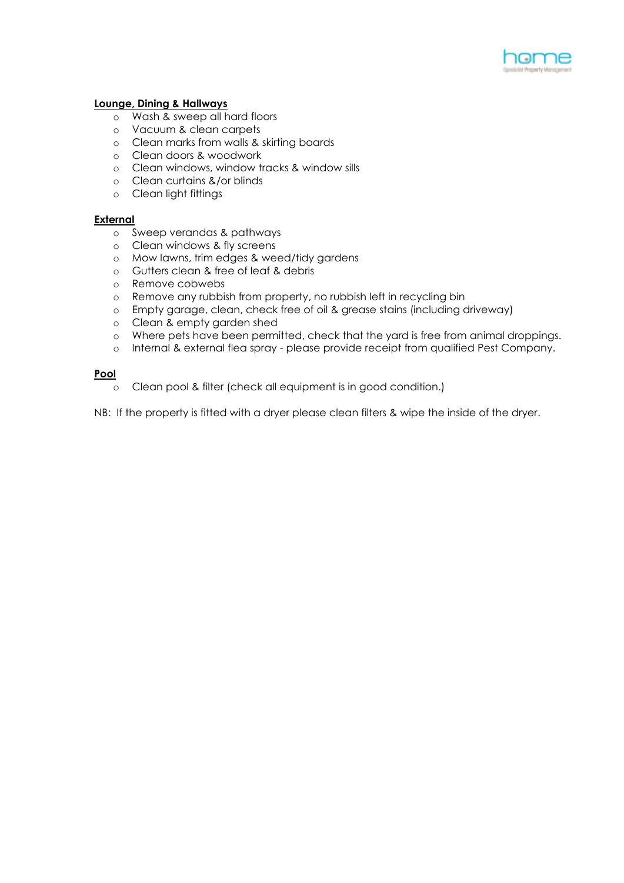**Lounge, Dining & Hallways**

- Wash & sweep all hard floors
- Vacuum & clean carpets
- Clean marks from walls & skirting boards
- Clean doors & woodwork
- Clean windows, window tracks & window sills
- Clean curtains &/or blinds
- Clean light fittings

**External**

- Sweep verandas & pathways
- Clean windows & fly screens
- Mow lawns, trim edges & weed/tidy gardens
- Gutters clean & free of leaf & debris
- Remove cobwebs
- Remove any rubbish from property, no rubbish left in recycling bin
- Empty garage, clean, check free of oil & grease stains (including driveway)
- Clean & empty garden shed
- Where pets have been permitted, check that the yard is free from animal droppings.
- Internal & external flea spray - please provide receipt from qualified Pest Company.

**Pool**

- Clean pool & filter (check all equipment is in good condition.)

NB: If the property is fitted with a dryer please clean filters & wipe the inside of the dryer.